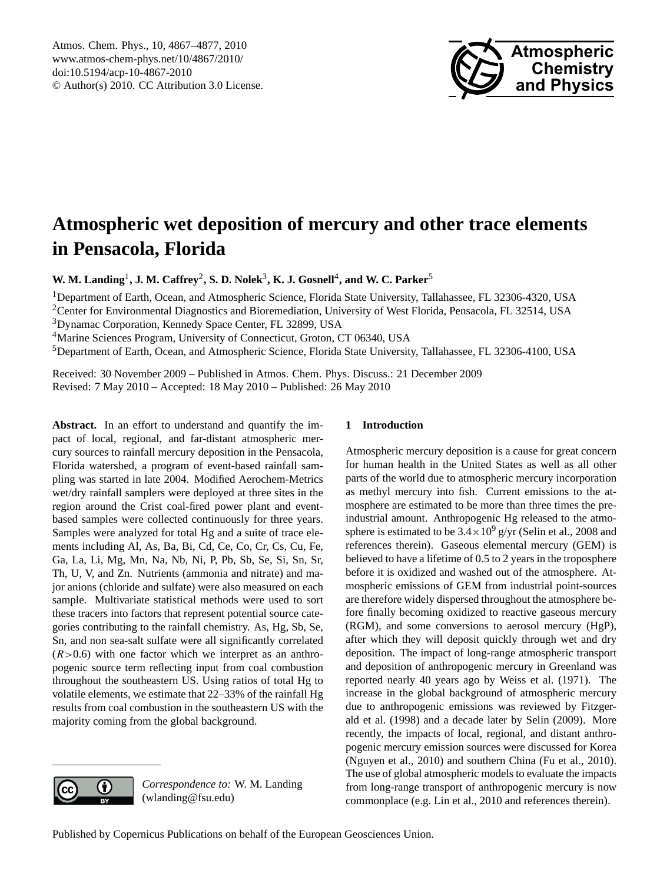# Atmospheric wet deposition of mercury and other trace elements in Pensacola, Florida

**W. M. Landing[1], J. M. Caffrey[2], S. D. Nolek[3], K. J. Gosnell[4], and W. C. Parker[5]**

[1]Department of Earth, Ocean, and Atmospheric Science, Florida State University, Tallahassee, FL 32306-4320, USA
[2]Center for Environmental Diagnostics and Bioremediation, University of West Florida, Pensacola, FL 32514, USA
[3]Dynamac Corporation, Kennedy Space Center, FL 32899, USA
[4]Marine Sciences Program, University of Connecticut, Groton, CT 06340, USA
[5]Department of Earth, Ocean, and Atmospheric Science, Florida State University, Tallahassee, FL 32306-4100, USA

Received: 30 November 2009 – Published in Atmos. Chem. Phys. Discuss.: 21 December 2009
Revised: 7 May 2010 – Accepted: 18 May 2010 – Published: 26 May 2010

**Abstract.** In an effort to understand and quantify the impact of local, regional, and far-distant atmospheric mercury sources to rainfall mercury deposition in the Pensacola, Florida watershed, a program of event-based rainfall sampling was started in late 2004. Modified Aerochem-Metrics wet/dry rainfall samplers were deployed at three sites in the region around the Crist coal-fired power plant and event-based samples were collected continuously for three years. Samples were analyzed for total Hg and a suite of trace elements including Al, As, Ba, Bi, Cd, Ce, Co, Cr, Cs, Cu, Fe, Ga, La, Li, Mg, Mn, Na, Nb, Ni, P, Pb, Sb, Se, Si, Sn, Sr, Th, U, V, and Zn. Nutrients (ammonia and nitrate) and major anions (chloride and sulfate) were also measured on each sample. Multivariate statistical methods were used to sort these tracers into factors that represent potential source categories contributing to the rainfall chemistry. As, Hg, Sb, Se, Sn, and non sea-salt sulfate were all significantly correlated ($R>0.6$) with one factor which we interpret as an anthropogenic source term reflecting input from coal combustion throughout the southeastern US. Using ratios of total Hg to volatile elements, we estimate that 22–33% of the rainfall Hg results from coal combustion in the southeastern US with the majority coming from the global background.

*Correspondence to:* W. M. Landing (wlanding@fsu.edu)

## 1 Introduction

Atmospheric mercury deposition is a cause for great concern for human health in the United States as well as all other parts of the world due to atmospheric mercury incorporation as methyl mercury into fish. Current emissions to the atmosphere are estimated to be more than three times the pre-industrial amount. Anthropogenic Hg released to the atmosphere is estimated to be $3.4\times10^9$ g/yr (Selin et al., 2008 and references therein). Gaseous elemental mercury (GEM) is believed to have a lifetime of 0.5 to 2 years in the troposphere before it is oxidized and washed out of the atmosphere. Atmospheric emissions of GEM from industrial point-sources are therefore widely dispersed throughout the atmosphere before finally becoming oxidized to reactive gaseous mercury (RGM), and some conversions to aerosol mercury (HgP), after which they will deposit quickly through wet and dry deposition. The impact of long-range atmospheric transport and deposition of anthropogenic mercury in Greenland was reported nearly 40 years ago by Weiss et al. (1971). The increase in the global background of atmospheric mercury due to anthropogenic emissions was reviewed by Fitzgerald et al. (1998) and a decade later by Selin (2009). More recently, the impacts of local, regional, and distant anthropogenic mercury emission sources were discussed for Korea (Nguyen et al., 2010) and southern China (Fu et al., 2010). The use of global atmospheric models to evaluate the impacts from long-range transport of anthropogenic mercury is now commonplace (e.g. Lin et al., 2010 and references therein).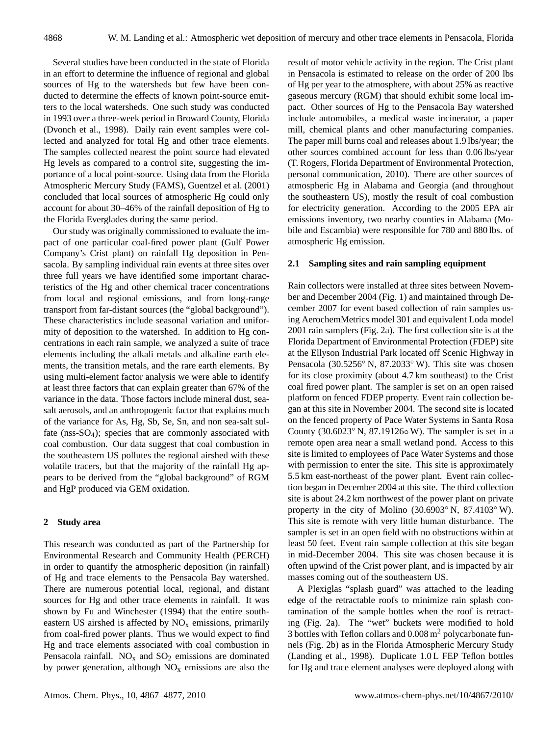Several studies have been conducted in the state of Florida in an effort to determine the influence of regional and global sources of Hg to the watersheds but few have been conducted to determine the effects of known point-source emitters to the local watersheds. One such study was conducted in 1993 over a three-week period in Broward County, Florida (Dvonch et al., 1998). Daily rain event samples were collected and analyzed for total Hg and other trace elements. The samples collected nearest the point source had elevated Hg levels as compared to a control site, suggesting the importance of a local point-source. Using data from the Florida Atmospheric Mercury Study (FAMS), Guentzel et al. (2001) concluded that local sources of atmospheric Hg could only account for about 30–46% of the rainfall deposition of Hg to the Florida Everglades during the same period.

Our study was originally commissioned to evaluate the impact of one particular coal-fired power plant (Gulf Power Company's Crist plant) on rainfall Hg deposition in Pensacola. By sampling individual rain events at three sites over three full years we have identified some important characteristics of the Hg and other chemical tracer concentrations from local and regional emissions, and from long-range transport from far-distant sources (the "global background"). These characteristics include seasonal variation and uniformity of deposition to the watershed. In addition to Hg concentrations in each rain sample, we analyzed a suite of trace elements including the alkali metals and alkaline earth elements, the transition metals, and the rare earth elements. By using multi-element factor analysis we were able to identify at least three factors that can explain greater than 67% of the variance in the data. Those factors include mineral dust, sea-salt aerosols, and an anthropogenic factor that explains much of the variance for As, Hg, Sb, Se, Sn, and non sea-salt sulfate (nss-$SO_4$); species that are commonly associated with coal combustion. Our data suggest that coal combustion in the southeastern US pollutes the regional airshed with these volatile tracers, but that the majority of the rainfall Hg appears to be derived from the "global background" of RGM and HgP produced via GEM oxidation.

## 2 Study area

This research was conducted as part of the Partnership for Environmental Research and Community Health (PERCH) in order to quantify the atmospheric deposition (in rainfall) of Hg and trace elements to the Pensacola Bay watershed. There are numerous potential local, regional, and distant sources for Hg and other trace elements in rainfall. It was shown by Fu and Winchester (1994) that the entire southeastern US airshed is affected by $NO_x$ emissions, primarily from coal-fired power plants. Thus we would expect to find Hg and trace elements associated with coal combustion in Pensacola rainfall. $NO_x$ and $SO_2$ emissions are dominated by power generation, although $NO_x$ emissions are also the result of motor vehicle activity in the region. The Crist plant in Pensacola is estimated to release on the order of 200 lbs of Hg per year to the atmosphere, with about 25% as reactive gaseous mercury (RGM) that should exhibit some local impact. Other sources of Hg to the Pensacola Bay watershed include automobiles, a medical waste incinerator, a paper mill, chemical plants and other manufacturing companies. The paper mill burns coal and releases about 1.9 lbs/year; the other sources combined account for less than 0.06 lbs/year (T. Rogers, Florida Department of Environmental Protection, personal communication, 2010). There are other sources of atmospheric Hg in Alabama and Georgia (and throughout the southeastern US), mostly the result of coal combustion for electricity generation. According to the 2005 EPA air emissions inventory, two nearby counties in Alabama (Mobile and Escambia) were responsible for 780 and 880 lbs. of atmospheric Hg emission.

### 2.1 Sampling sites and rain sampling equipment

Rain collectors were installed at three sites between November and December 2004 (Fig. 1) and maintained through December 2007 for event based collection of rain samples using AerochemMetrics model 301 and equivalent Loda model 2001 rain samplers (Fig. 2a). The first collection site is at the Florida Department of Environmental Protection (FDEP) site at the Ellyson Industrial Park located off Scenic Highway in Pensacola (30.5256° N, 87.2033° W). This site was chosen for its close proximity (about 4.7 km southeast) to the Crist coal fired power plant. The sampler is set on an open raised platform on fenced FDEP property. Event rain collection began at this site in November 2004. The second site is located on the fenced property of Pace Water Systems in Santa Rosa County (30.6023° N, 87.19126∘ W). The sampler is set in a remote open area near a small wetland pond. Access to this site is limited to employees of Pace Water Systems and those with permission to enter the site. This site is approximately 5.5 km east-northeast of the power plant. Event rain collection began in December 2004 at this site. The third collection site is about 24.2 km northwest of the power plant on private property in the city of Molino (30.6903° N, 87.4103° W). This site is remote with very little human disturbance. The sampler is set in an open field with no obstructions within at least 50 feet. Event rain sample collection at this site began in mid-December 2004. This site was chosen because it is often upwind of the Crist power plant, and is impacted by air masses coming out of the southeastern US.

A Plexiglas "splash guard" was attached to the leading edge of the retractable roofs to minimize rain splash contamination of the sample bottles when the roof is retracting (Fig. 2a). The "wet" buckets were modified to hold 3 bottles with Teflon collars and 0.008 $m^2$ polycarbonate funnels (Fig. 2b) as in the Florida Atmospheric Mercury Study (Landing et al., 1998). Duplicate 1.0 L FEP Teflon bottles for Hg and trace element analyses were deployed along with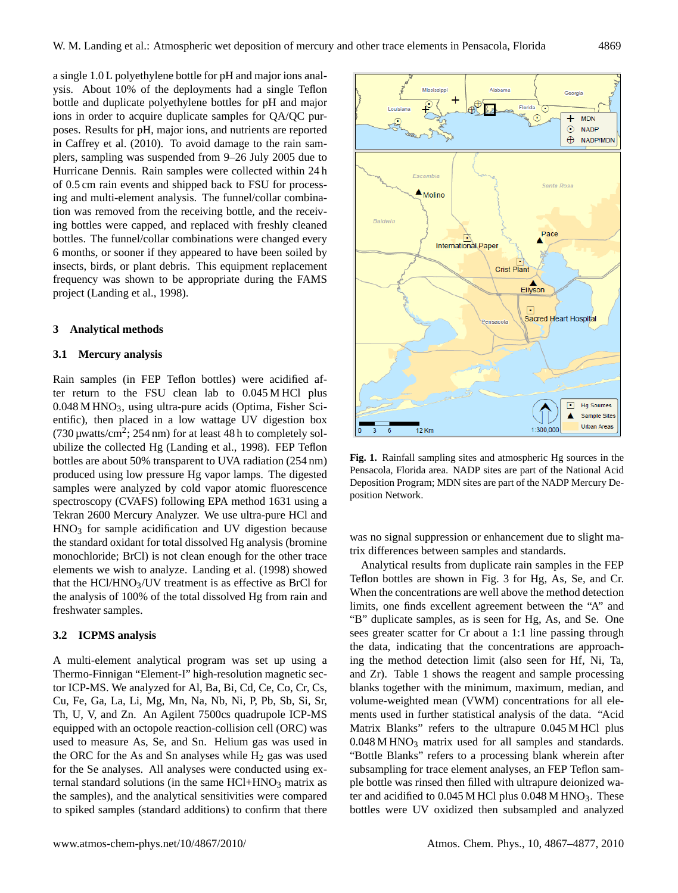a single 1.0 L polyethylene bottle for pH and major ions analysis. About 10% of the deployments had a single Teflon bottle and duplicate polyethylene bottles for pH and major ions in order to acquire duplicate samples for QA/QC purposes. Results for pH, major ions, and nutrients are reported in Caffrey et al. (2010). To avoid damage to the rain samplers, sampling was suspended from 9–26 July 2005 due to Hurricane Dennis. Rain samples were collected within 24 h of 0.5 cm rain events and shipped back to FSU for processing and multi-element analysis. The funnel/collar combination was removed from the receiving bottle, and the receiving bottles were capped, and replaced with freshly cleaned bottles. The funnel/collar combinations were changed every 6 months, or sooner if they appeared to have been soiled by insects, birds, or plant debris. This equipment replacement frequency was shown to be appropriate during the FAMS project (Landing et al., 1998).

## 3 Analytical methods

### 3.1 Mercury analysis

Rain samples (in FEP Teflon bottles) were acidified after return to the FSU clean lab to 0.045 M HCl plus 0.048 M $HNO_3$, using ultra-pure acids (Optima, Fisher Scientific), then placed in a low wattage UV digestion box (730 µwatts/cm$^2$; 254 nm) for at least 48 h to completely solubilize the collected Hg (Landing et al., 1998). FEP Teflon bottles are about 50% transparent to UVA radiation (254 nm) produced using low pressure Hg vapor lamps. The digested samples were analyzed by cold vapor atomic fluorescence spectroscopy (CVAFS) following EPA method 1631 using a Tekran 2600 Mercury Analyzer. We use ultra-pure HCl and $HNO_3$ for sample acidification and UV digestion because the standard oxidant for total dissolved Hg analysis (bromine monochloride; BrCl) is not clean enough for the other trace elements we wish to analyze. Landing et al. (1998) showed that the HCl/$HNO_3$/UV treatment is as effective as BrCl for the analysis of 100% of the total dissolved Hg from rain and freshwater samples.

### 3.2 ICPMS analysis

A multi-element analytical program was set up using a Thermo-Finnigan "Element-I" high-resolution magnetic sector ICP-MS. We analyzed for Al, Ba, Bi, Cd, Ce, Co, Cr, Cs, Cu, Fe, Ga, La, Li, Mg, Mn, Na, Nb, Ni, P, Pb, Sb, Si, Sr, Th, U, V, and Zn. An Agilent 7500cs quadrupole ICP-MS equipped with an octopole reaction-collision cell (ORC) was used to measure As, Se, and Sn. Helium gas was used in the ORC for the As and Sn analyses while $H_2$ gas was used for the Se analyses. All analyses were conducted using external standard solutions (in the same HCl+$HNO_3$ matrix as the samples), and the analytical sensitivities were compared to spiked samples (standard additions) to confirm that there was no signal suppression or enhancement due to slight matrix differences between samples and standards.

**Fig. 1.** Rainfall sampling sites and atmospheric Hg sources in the Pensacola, Florida area. NADP sites are part of the National Acid Deposition Program; MDN sites are part of the NADP Mercury Deposition Network.

Analytical results from duplicate rain samples in the FEP Teflon bottles are shown in Fig. 3 for Hg, As, Se, and Cr. When the concentrations are well above the method detection limits, one finds excellent agreement between the "A" and "B" duplicate samples, as is seen for Hg, As, and Se. One sees greater scatter for Cr about a 1:1 line passing through the data, indicating that the concentrations are approaching the method detection limit (also seen for Hf, Ni, Ta, and Zr). Table 1 shows the reagent and sample processing blanks together with the minimum, maximum, median, and volume-weighted mean (VWM) concentrations for all elements used in further statistical analysis of the data. "Acid Matrix Blanks" refers to the ultrapure 0.045 M HCl plus 0.048 M $HNO_3$ matrix used for all samples and standards. "Bottle Blanks" refers to a processing blank wherein after subsampling for trace element analyses, an FEP Teflon sample bottle was rinsed then filled with ultrapure deionized water and acidified to 0.045 M HCl plus 0.048 M $HNO_3$. These bottles were UV oxidized then subsampled and analyzed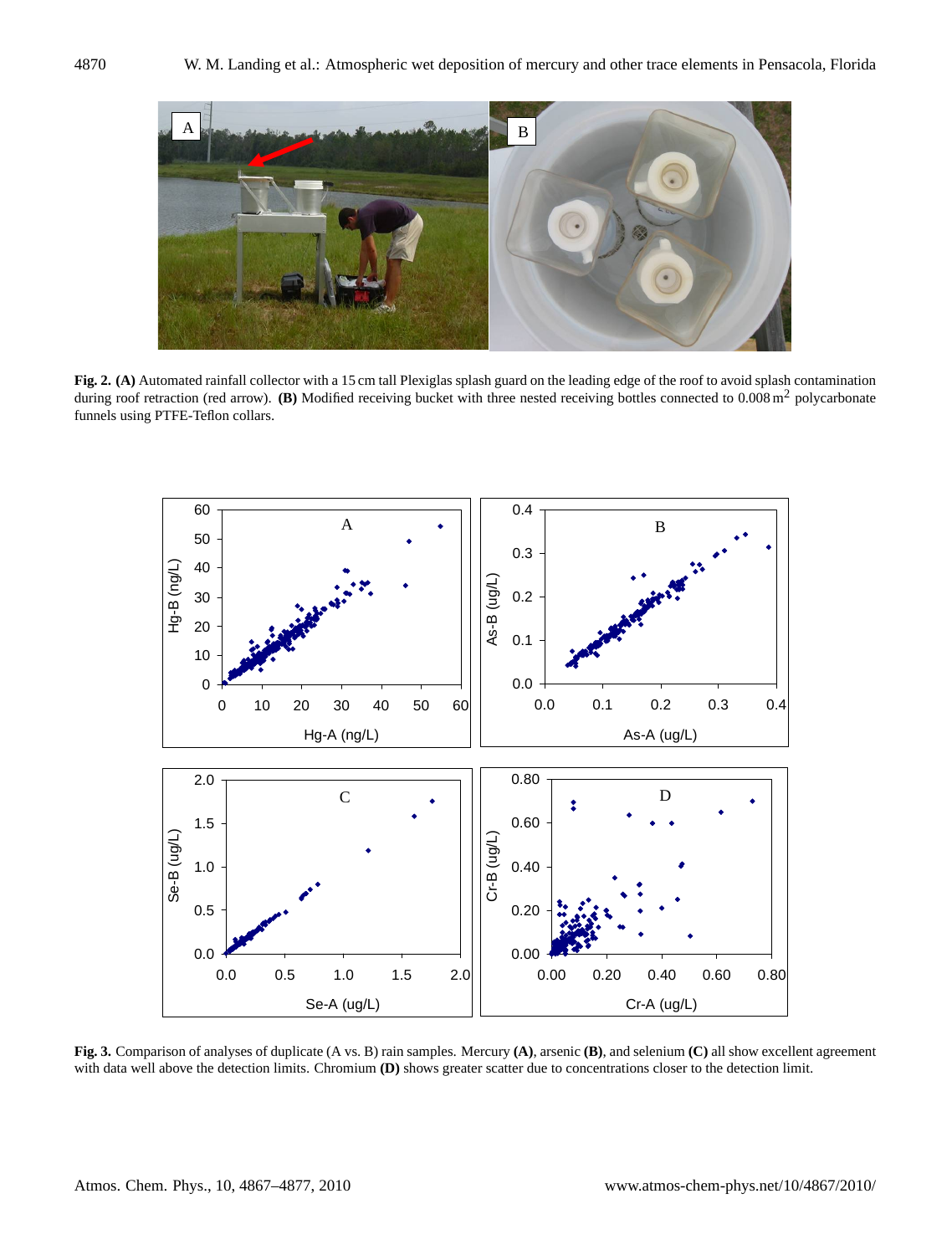**Fig. 2. (A)** Automated rainfall collector with a 15 cm tall Plexiglas splash guard on the leading edge of the roof to avoid splash contamination during roof retraction (red arrow). **(B)** Modified receiving bucket with three nested receiving bottles connected to 0.008 $m^2$ polycarbonate funnels using PTFE-Teflon collars.

**Fig. 3.** Comparison of analyses of duplicate (A vs. B) rain samples. Mercury **(A)**, arsenic **(B)**, and selenium **(C)** all show excellent agreement with data well above the detection limits. Chromium **(D)** shows greater scatter due to concentrations closer to the detection limit.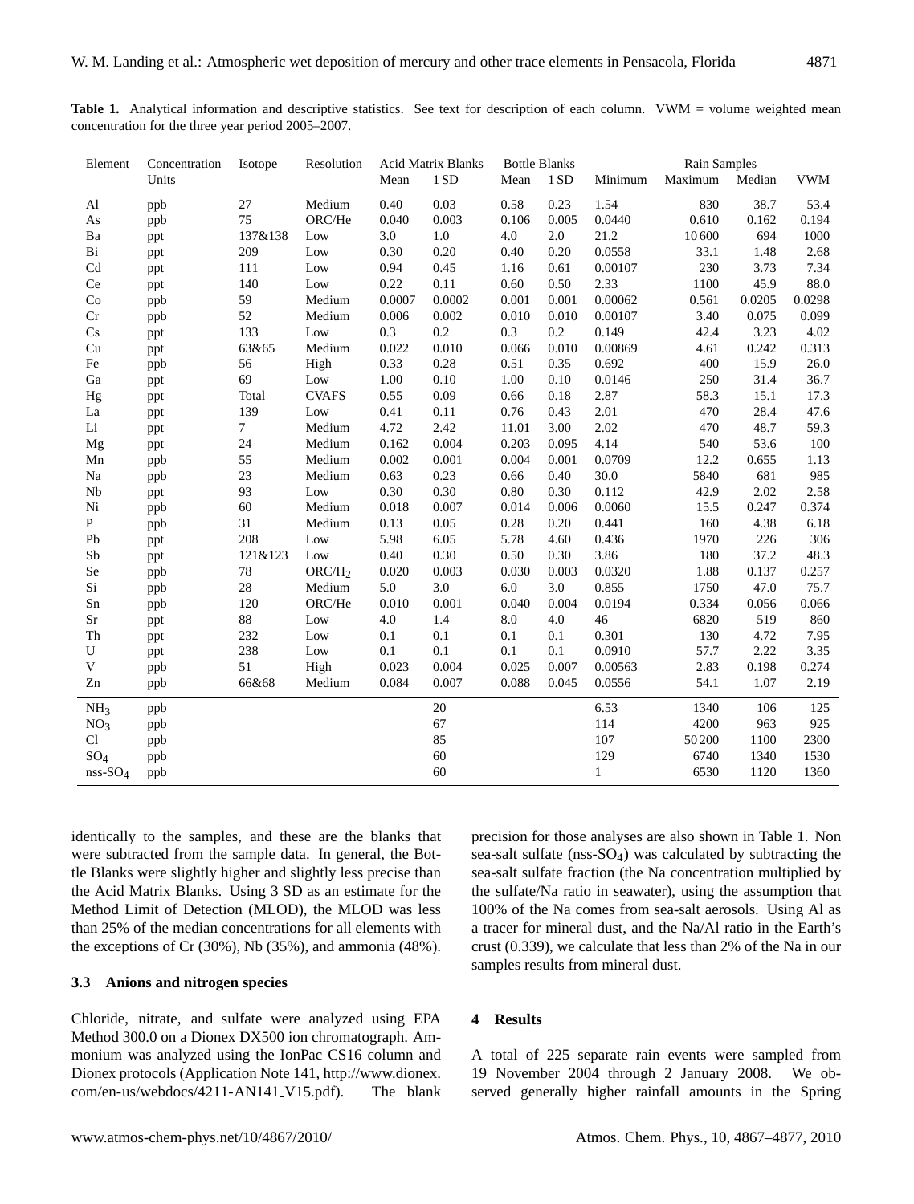**Table 1.** Analytical information and descriptive statistics. See text for description of each column. VWM = volume weighted mean concentration for the three year period 2005–2007.

| Element | Concentration Units | Isotope | Resolution | Acid Matrix Blanks | | Bottle Blanks | | Rain Samples | | | |
|---|---|---|---|---|---|---|---|---|---|---|---|
| | | | | Mean | 1 SD | Mean | 1 SD | Minimum | Maximum | Median | VWM |
| Al | ppb | 27 | Medium | 0.40 | 0.03 | 0.58 | 0.23 | 1.54 | 830 | 38.7 | 53.4 |
| As | ppb | 75 | ORC/He | 0.040 | 0.003 | 0.106 | 0.005 | 0.0440 | 0.610 | 0.162 | 0.194 |
| Ba | ppt | 137&138 | Low | 3.0 | 1.0 | 4.0 | 2.0 | 21.2 | 10 600 | 694 | 1000 |
| Bi | ppt | 209 | Low | 0.30 | 0.20 | 0.40 | 0.20 | 0.0558 | 33.1 | 1.48 | 2.68 |
| Cd | ppt | 111 | Low | 0.94 | 0.45 | 1.16 | 0.61 | 0.00107 | 230 | 3.73 | 7.34 |
| Ce | ppt | 140 | Low | 0.22 | 0.11 | 0.60 | 0.50 | 2.33 | 1100 | 45.9 | 88.0 |
| Co | ppb | 59 | Medium | 0.0007 | 0.0002 | 0.001 | 0.001 | 0.00062 | 0.561 | 0.0205 | 0.0298 |
| Cr | ppb | 52 | Medium | 0.006 | 0.002 | 0.010 | 0.010 | 0.00107 | 3.40 | 0.075 | 0.099 |
| Cs | ppt | 133 | Low | 0.3 | 0.2 | 0.3 | 0.2 | 0.149 | 42.4 | 3.23 | 4.02 |
| Cu | ppt | 63&65 | Medium | 0.022 | 0.010 | 0.066 | 0.010 | 0.00869 | 4.61 | 0.242 | 0.313 |
| Fe | ppb | 56 | High | 0.33 | 0.28 | 0.51 | 0.35 | 0.692 | 400 | 15.9 | 26.0 |
| Ga | ppt | 69 | Low | 1.00 | 0.10 | 1.00 | 0.10 | 0.0146 | 250 | 31.4 | 36.7 |
| Hg | ppt | Total | CVAFS | 0.55 | 0.09 | 0.66 | 0.18 | 2.87 | 58.3 | 15.1 | 17.3 |
| La | ppt | 139 | Low | 0.41 | 0.11 | 0.76 | 0.43 | 2.01 | 470 | 28.4 | 47.6 |
| Li | ppt | 7 | Medium | 4.72 | 2.42 | 11.01 | 3.00 | 2.02 | 470 | 48.7 | 59.3 |
| Mg | ppt | 24 | Medium | 0.162 | 0.004 | 0.203 | 0.095 | 4.14 | 540 | 53.6 | 100 |
| Mn | ppb | 55 | Medium | 0.002 | 0.001 | 0.004 | 0.001 | 0.0709 | 12.2 | 0.655 | 1.13 |
| Na | ppb | 23 | Medium | 0.63 | 0.23 | 0.66 | 0.40 | 30.0 | 5840 | 681 | 985 |
| Nb | ppt | 93 | Low | 0.30 | 0.30 | 0.80 | 0.30 | 0.112 | 42.9 | 2.02 | 2.58 |
| Ni | ppb | 60 | Medium | 0.018 | 0.007 | 0.014 | 0.006 | 0.0060 | 15.5 | 0.247 | 0.374 |
| P | ppb | 31 | Medium | 0.13 | 0.05 | 0.28 | 0.20 | 0.441 | 160 | 4.38 | 6.18 |
| Pb | ppt | 208 | Low | 5.98 | 6.05 | 5.78 | 4.60 | 0.436 | 1970 | 226 | 306 |
| Sb | ppt | 121&123 | Low | 0.40 | 0.30 | 0.50 | 0.30 | 3.86 | 180 | 37.2 | 48.3 |
| Se | ppb | 78 | ORC/$H_2$ | 0.020 | 0.003 | 0.030 | 0.003 | 0.0320 | 1.88 | 0.137 | 0.257 |
| Si | ppb | 28 | Medium | 5.0 | 3.0 | 6.0 | 3.0 | 0.855 | 1750 | 47.0 | 75.7 |
| Sn | ppb | 120 | ORC/He | 0.010 | 0.001 | 0.040 | 0.004 | 0.0194 | 0.334 | 0.056 | 0.066 |
| Sr | ppt | 88 | Low | 4.0 | 1.4 | 8.0 | 4.0 | 46 | 6820 | 519 | 860 |
| Th | ppt | 232 | Low | 0.1 | 0.1 | 0.1 | 0.1 | 0.301 | 130 | 4.72 | 7.95 |
| U | ppt | 238 | Low | 0.1 | 0.1 | 0.1 | 0.1 | 0.0910 | 57.7 | 2.22 | 3.35 |
| V | ppb | 51 | High | 0.023 | 0.004 | 0.025 | 0.007 | 0.00563 | 2.83 | 0.198 | 0.274 |
| Zn | ppb | 66&68 | Medium | 0.084 | 0.007 | 0.088 | 0.045 | 0.0556 | 54.1 | 1.07 | 2.19 |
| $NH_3$ | ppb | | | | 20 | | | 6.53 | 1340 | 106 | 125 |
| $NO_3$ | ppb | | | | 67 | | | 114 | 4200 | 963 | 925 |
| Cl | ppb | | | | 85 | | | 107 | 50 200 | 1100 | 2300 |
| $SO_4$ | ppb | | | | 60 | | | 129 | 6740 | 1340 | 1530 |
| nss-$SO_4$ | ppb | | | | 60 | | | 1 | 6530 | 1120 | 1360 |

identically to the samples, and these are the blanks that were subtracted from the sample data. In general, the Bottle Blanks were slightly higher and slightly less precise than the Acid Matrix Blanks. Using 3 SD as an estimate for the Method Limit of Detection (MLOD), the MLOD was less than 25% of the median concentrations for all elements with the exceptions of Cr (30%), Nb (35%), and ammonia (48%).

### 3.3 Anions and nitrogen species

Chloride, nitrate, and sulfate were analyzed using EPA Method 300.0 on a Dionex DX500 ion chromatograph. Ammonium was analyzed using the IonPac CS16 column and Dionex protocols (Application Note 141, http://www.dionex.com/en-us/webdocs/4211-AN141_V15.pdf). The blank precision for those analyses are also shown in Table 1. Non sea-salt sulfate (nss-$SO_4$) was calculated by subtracting the sea-salt sulfate fraction (the Na concentration multiplied by the sulfate/Na ratio in seawater), using the assumption that 100% of the Na comes from sea-salt aerosols. Using Al as a tracer for mineral dust, and the Na/Al ratio in the Earth's crust (0.339), we calculate that less than 2% of the Na in our samples results from mineral dust.

## 4 Results

A total of 225 separate rain events were sampled from 19 November 2004 through 2 January 2008. We observed generally higher rainfall amounts in the Spring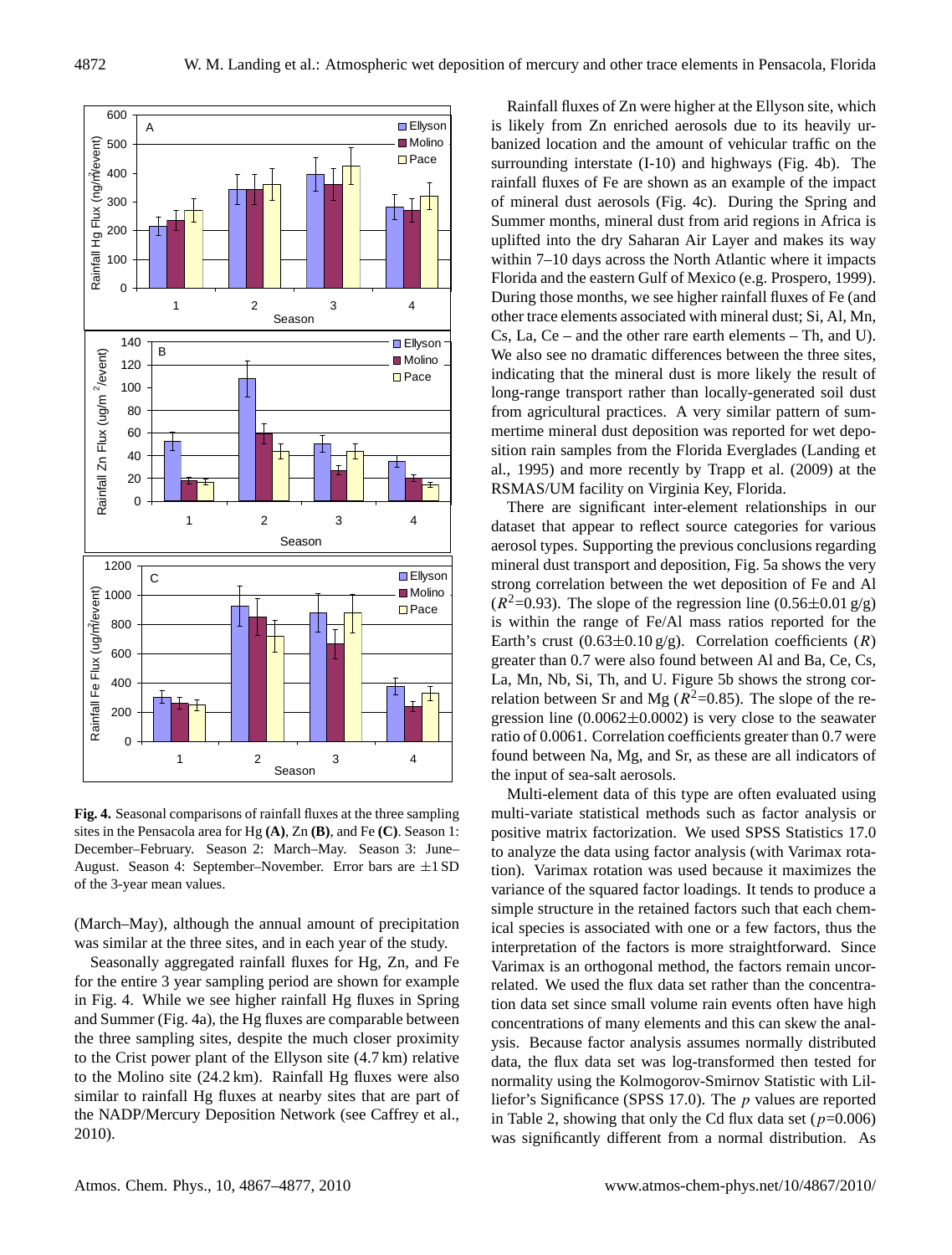**Fig. 4.** Seasonal comparisons of rainfall fluxes at the three sampling sites in the Pensacola area for Hg **(A)**, Zn **(B)**, and Fe **(C)**. Season 1: December–February. Season 2: March–May. Season 3: June–August. Season 4: September–November. Error bars are ±1 SD of the 3-year mean values.

(March–May), although the annual amount of precipitation was similar at the three sites, and in each year of the study.

Seasonally aggregated rainfall fluxes for Hg, Zn, and Fe for the entire 3 year sampling period are shown for example in Fig. 4. While we see higher rainfall Hg fluxes in Spring and Summer (Fig. 4a), the Hg fluxes are comparable between the three sampling sites, despite the much closer proximity to the Crist power plant of the Ellyson site (4.7 km) relative to the Molino site (24.2 km). Rainfall Hg fluxes were also similar to rainfall Hg fluxes at nearby sites that are part of the NADP/Mercury Deposition Network (see Caffrey et al., 2010).

Rainfall fluxes of Zn were higher at the Ellyson site, which is likely from Zn enriched aerosols due to its heavily urbanized location and the amount of vehicular traffic on the surrounding interstate (I-10) and highways (Fig. 4b). The rainfall fluxes of Fe are shown as an example of the impact of mineral dust aerosols (Fig. 4c). During the Spring and Summer months, mineral dust from arid regions in Africa is uplifted into the dry Saharan Air Layer and makes its way within 7–10 days across the North Atlantic where it impacts Florida and the eastern Gulf of Mexico (e.g. Prospero, 1999). During those months, we see higher rainfall fluxes of Fe (and other trace elements associated with mineral dust; Si, Al, Mn, Cs, La, Ce – and the other rare earth elements – Th, and U). We also see no dramatic differences between the three sites, indicating that the mineral dust is more likely the result of long-range transport rather than locally-generated soil dust from agricultural practices. A very similar pattern of summertime mineral dust deposition was reported for wet deposition rain samples from the Florida Everglades (Landing et al., 1995) and more recently by Trapp et al. (2009) at the RSMAS/UM facility on Virginia Key, Florida.

There are significant inter-element relationships in our dataset that appear to reflect source categories for various aerosol types. Supporting the previous conclusions regarding mineral dust transport and deposition, Fig. 5a shows the very strong correlation between the wet deposition of Fe and Al ($R^2$=0.93). The slope of the regression line (0.56±0.01 g/g) is within the range of Fe/Al mass ratios reported for the Earth's crust (0.63±0.10 g/g). Correlation coefficients ($R$) greater than 0.7 were also found between Al and Ba, Ce, Cs, La, Mn, Nb, Si, Th, and U. Figure 5b shows the strong correlation between Sr and Mg ($R^2$=0.85). The slope of the regression line (0.0062±0.0002) is very close to the seawater ratio of 0.0061. Correlation coefficients greater than 0.7 were found between Na, Mg, and Sr, as these are all indicators of the input of sea-salt aerosols.

Multi-element data of this type are often evaluated using multi-variate statistical methods such as factor analysis or positive matrix factorization. We used SPSS Statistics 17.0 to analyze the data using factor analysis (with Varimax rotation). Varimax rotation was used because it maximizes the variance of the squared factor loadings. It tends to produce a simple structure in the retained factors such that each chemical species is associated with one or a few factors, thus the interpretation of the factors is more straightforward. Since Varimax is an orthogonal method, the factors remain uncorrelated. We used the flux data set rather than the concentration data set since small volume rain events often have high concentrations of many elements and this can skew the analysis. Because factor analysis assumes normally distributed data, the flux data set was log-transformed then tested for normality using the Kolmogorov-Smirnov Statistic with Lilliefor's Significance (SPSS 17.0). The $p$ values are reported in Table 2, showing that only the Cd flux data set ($p$=0.006) was significantly different from a normal distribution. As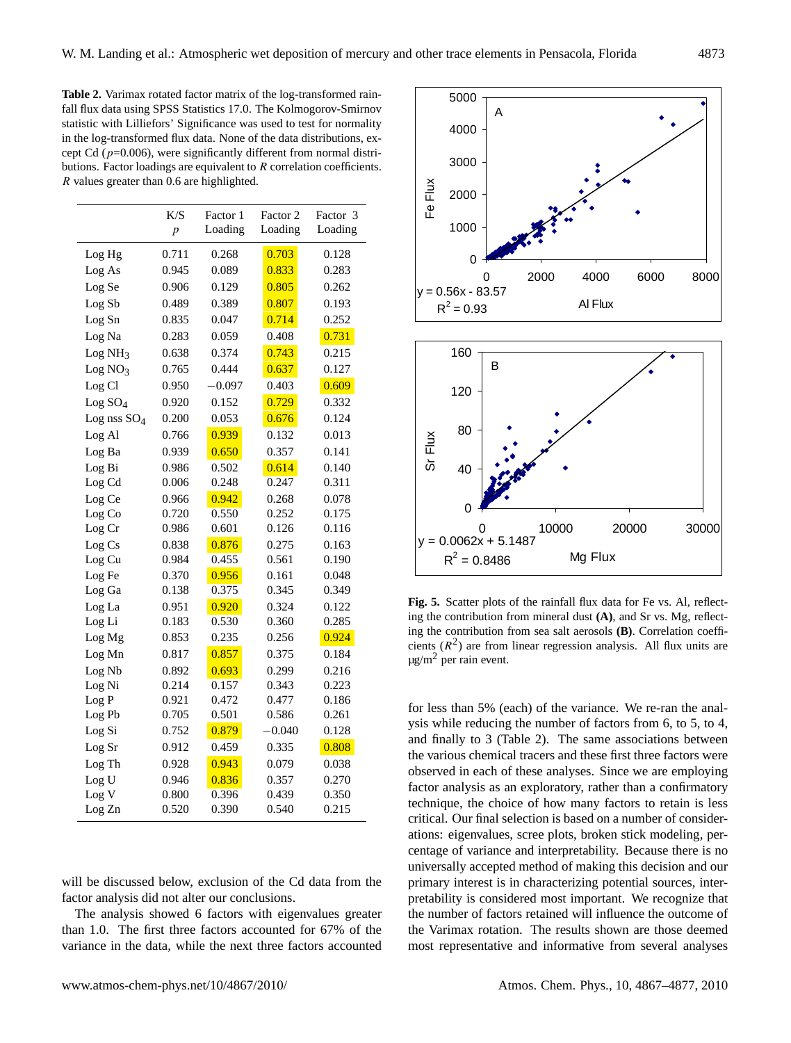**Table 2.** Varimax rotated factor matrix of the log-transformed rainfall flux data using SPSS Statistics 17.0. The Kolmogorov-Smirnov statistic with Lilliefors' Significance was used to test for normality in the log-transformed flux data. None of the data distributions, except Cd ($p$=0.006), were significantly different from normal distributions. Factor loadings are equivalent to $R$ correlation coefficients. $R$ values greater than 0.6 are highlighted.

| | K/S $p$ | Factor 1 Loading | Factor 2 Loading | Factor 3 Loading |
|---|---|---|---|---|
| Log Hg | 0.711 | 0.268 | **0.703** | 0.128 |
| Log As | 0.945 | 0.089 | **0.833** | 0.283 |
| Log Se | 0.906 | 0.129 | **0.805** | 0.262 |
| Log Sb | 0.489 | 0.389 | **0.807** | 0.193 |
| Log Sn | 0.835 | 0.047 | **0.714** | 0.252 |
| Log Na | 0.283 | 0.059 | 0.408 | **0.731** |
| Log $NH_3$ | 0.638 | 0.374 | **0.743** | 0.215 |
| Log $NO_3$ | 0.765 | 0.444 | **0.637** | 0.127 |
| Log Cl | 0.950 | −0.097 | 0.403 | **0.609** |
| Log $SO_4$ | 0.920 | 0.152 | **0.729** | 0.332 |
| Log nss $SO_4$ | 0.200 | 0.053 | **0.676** | 0.124 |
| Log Al | 0.766 | **0.939** | 0.132 | 0.013 |
| Log Ba | 0.939 | **0.650** | 0.357 | 0.141 |
| Log Bi | 0.986 | 0.502 | **0.614** | 0.140 |
| Log Cd | 0.006 | 0.248 | 0.247 | 0.311 |
| Log Ce | 0.966 | **0.942** | 0.268 | 0.078 |
| Log Co | 0.720 | 0.550 | 0.252 | 0.175 |
| Log Cr | 0.986 | 0.601 | 0.126 | 0.116 |
| Log Cs | 0.838 | **0.876** | 0.275 | 0.163 |
| Log Cu | 0.984 | 0.455 | 0.561 | 0.190 |
| Log Fe | 0.370 | **0.956** | 0.161 | 0.048 |
| Log Ga | 0.138 | 0.375 | 0.345 | 0.349 |
| Log La | 0.951 | **0.920** | 0.324 | 0.122 |
| Log Li | 0.183 | 0.530 | 0.360 | 0.285 |
| Log Mg | 0.853 | 0.235 | 0.256 | **0.924** |
| Log Mn | 0.817 | **0.857** | 0.375 | 0.184 |
| Log Nb | 0.892 | **0.693** | 0.299 | 0.216 |
| Log Ni | 0.214 | 0.157 | 0.343 | 0.223 |
| Log P | 0.921 | 0.472 | 0.477 | 0.186 |
| Log Pb | 0.705 | 0.501 | 0.586 | 0.261 |
| Log Si | 0.752 | **0.879** | −0.040 | 0.128 |
| Log Sr | 0.912 | 0.459 | 0.335 | **0.808** |
| Log Th | 0.928 | **0.943** | 0.079 | 0.038 |
| Log U | 0.946 | **0.836** | 0.357 | 0.270 |
| Log V | 0.800 | 0.396 | 0.439 | 0.350 |
| Log Zn | 0.520 | 0.390 | 0.540 | 0.215 |

will be discussed below, exclusion of the Cd data from the factor analysis did not alter our conclusions.

The analysis showed 6 factors with eigenvalues greater than 1.0. The first three factors accounted for 67% of the variance in the data, while the next three factors accounted for less than 5% (each) of the variance. We re-ran the analysis while reducing the number of factors from 6, to 5, to 4, and finally to 3 (Table 2). The same associations between the various chemical tracers and these first three factors were observed in each of these analyses. Since we are employing factor analysis as an exploratory, rather than a confirmatory technique, the choice of how many factors to retain is less critical. Our final selection is based on a number of considerations: eigenvalues, scree plots, broken stick modeling, percentage of variance and interpretability. Because there is no universally accepted method of making this decision and our primary interest is in characterizing potential sources, interpretability is considered most important. We recognize that the number of factors retained will influence the outcome of the Varimax rotation. The results shown are those deemed most representative and informative from several analyses

**Fig. 5.** Scatter plots of the rainfall flux data for Fe vs. Al, reflecting the contribution from mineral dust **(A)**, and Sr vs. Mg, reflecting the contribution from sea salt aerosols **(B)**. Correlation coefficients ($R^2$) are from linear regression analysis. All flux units are µg/m$^2$ per rain event.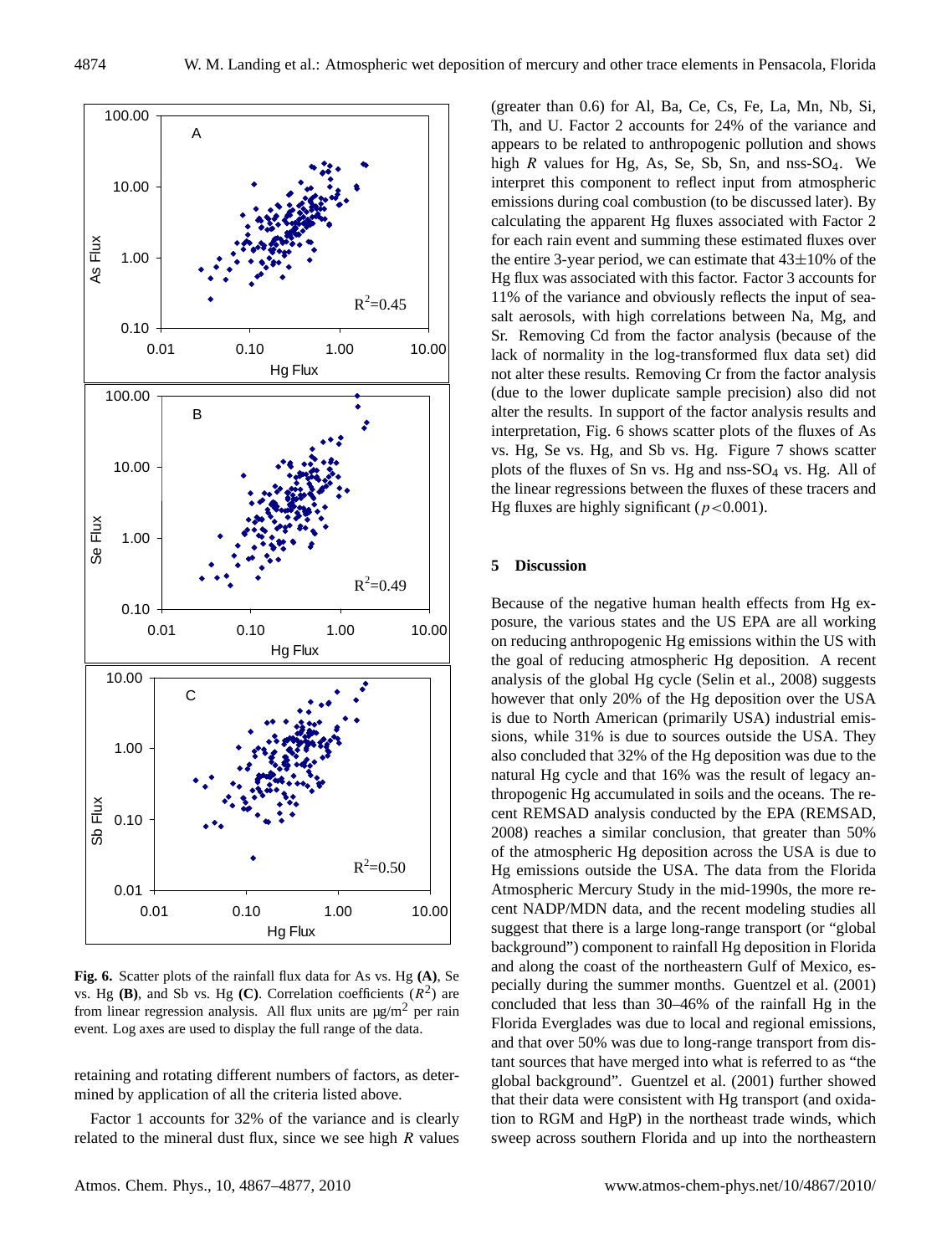**Fig. 6.** Scatter plots of the rainfall flux data for As vs. Hg **(A)**, Se vs. Hg **(B)**, and Sb vs. Hg **(C)**. Correlation coefficients ($R^2$) are from linear regression analysis. All flux units are μg/m$^2$ per rain event. Log axes are used to display the full range of the data.

retaining and rotating different numbers of factors, as determined by application of all the criteria listed above.

Factor 1 accounts for 32% of the variance and is clearly related to the mineral dust flux, since we see high $R$ values (greater than 0.6) for Al, Ba, Ce, Cs, Fe, La, Mn, Nb, Si, Th, and U. Factor 2 accounts for 24% of the variance and appears to be related to anthropogenic pollution and shows high $R$ values for Hg, As, Se, Sb, Sn, and nss-$SO_4$. We interpret this component to reflect input from atmospheric emissions during coal combustion (to be discussed later). By calculating the apparent Hg fluxes associated with Factor 2 for each rain event and summing these estimated fluxes over the entire 3-year period, we can estimate that 43±10% of the Hg flux was associated with this factor. Factor 3 accounts for 11% of the variance and obviously reflects the input of sea-salt aerosols, with high correlations between Na, Mg, and Sr. Removing Cd from the factor analysis (because of the lack of normality in the log-transformed flux data set) did not alter these results. Removing Cr from the factor analysis (due to the lower duplicate sample precision) also did not alter the results. In support of the factor analysis results and interpretation, Fig. 6 shows scatter plots of the fluxes of As vs. Hg, Se vs. Hg, and Sb vs. Hg. Figure 7 shows scatter plots of the fluxes of Sn vs. Hg and nss-$SO_4$ vs. Hg. All of the linear regressions between the fluxes of these tracers and Hg fluxes are highly significant ($p<0.001$).

## 5 Discussion

Because of the negative human health effects from Hg exposure, the various states and the US EPA are all working on reducing anthropogenic Hg emissions within the US with the goal of reducing atmospheric Hg deposition. A recent analysis of the global Hg cycle (Selin et al., 2008) suggests however that only 20% of the Hg deposition over the USA is due to North American (primarily USA) industrial emissions, while 31% is due to sources outside the USA. They also concluded that 32% of the Hg deposition was due to the natural Hg cycle and that 16% was the result of legacy anthropogenic Hg accumulated in soils and the oceans. The recent REMSAD analysis conducted by the EPA (REMSAD, 2008) reaches a similar conclusion, that greater than 50% of the atmospheric Hg deposition across the USA is due to Hg emissions outside the USA. The data from the Florida Atmospheric Mercury Study in the mid-1990s, the more recent NADP/MDN data, and the recent modeling studies all suggest that there is a large long-range transport (or "global background") component to rainfall Hg deposition in Florida and along the coast of the northeastern Gulf of Mexico, especially during the summer months. Guentzel et al. (2001) concluded that less than 30–46% of the rainfall Hg in the Florida Everglades was due to local and regional emissions, and that over 50% was due to long-range transport from distant sources that have merged into what is referred to as "the global background". Guentzel et al. (2001) further showed that their data were consistent with Hg transport (and oxidation to RGM and HgP) in the northeast trade winds, which sweep across southern Florida and up into the northeastern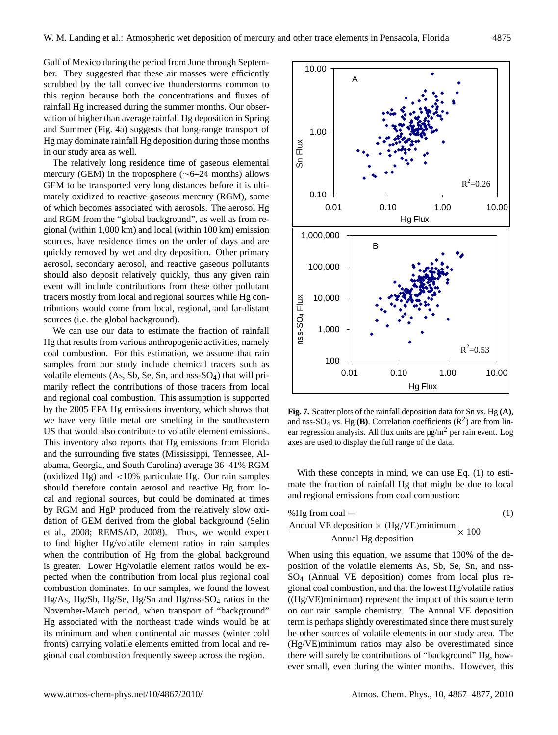Gulf of Mexico during the period from June through September. They suggested that these air masses were efficiently scrubbed by the tall convective thunderstorms common to this region because both the concentrations and fluxes of rainfall Hg increased during the summer months. Our observation of higher than average rainfall Hg deposition in Spring and Summer (Fig. 4a) suggests that long-range transport of Hg may dominate rainfall Hg deposition during those months in our study area as well.

The relatively long residence time of gaseous elemental mercury (GEM) in the troposphere (∼6–24 months) allows GEM to be transported very long distances before it is ultimately oxidized to reactive gaseous mercury (RGM), some of which becomes associated with aerosols. The aerosol Hg and RGM from the "global background", as well as from regional (within 1,000 km) and local (within 100 km) emission sources, have residence times on the order of days and are quickly removed by wet and dry deposition. Other primary aerosol, secondary aerosol, and reactive gaseous pollutants should also deposit relatively quickly, thus any given rain event will include contributions from these other pollutant tracers mostly from local and regional sources while Hg contributions would come from local, regional, and far-distant sources (i.e. the global background).

We can use our data to estimate the fraction of rainfall Hg that results from various anthropogenic activities, namely coal combustion. For this estimation, we assume that rain samples from our study include chemical tracers such as volatile elements (As, Sb, Se, Sn, and nss-$SO_4$) that will primarily reflect the contributions of those tracers from local and regional coal combustion. This assumption is supported by the 2005 EPA Hg emissions inventory, which shows that we have very little metal ore smelting in the southeastern US that would also contribute to volatile element emissions. This inventory also reports that Hg emissions from Florida and the surrounding five states (Mississippi, Tennessee, Alabama, Georgia, and South Carolina) average 36–41% RGM (oxidized Hg) and <10% particulate Hg. Our rain samples should therefore contain aerosol and reactive Hg from local and regional sources, but could be dominated at times by RGM and HgP produced from the relatively slow oxidation of GEM derived from the global background (Selin et al., 2008; REMSAD, 2008). Thus, we would expect to find higher Hg/volatile element ratios in rain samples when the contribution of Hg from the global background is greater. Lower Hg/volatile element ratios would be expected when the contribution from local plus regional coal combustion dominates. In our samples, we found the lowest Hg/As, Hg/Sb, Hg/Se, Hg/Sn and Hg/nss-$SO_4$ ratios in the November-March period, when transport of "background" Hg associated with the northeast trade winds would be at its minimum and when continental air masses (winter cold fronts) carrying volatile elements emitted from local and regional coal combustion frequently sweep across the region.

**Fig. 7.** Scatter plots of the rainfall deposition data for Sn vs. Hg **(A)**, and nss-$SO_4$ vs. Hg **(B)**. Correlation coefficients ($R^2$) are from linear regression analysis. All flux units are µg/m$^2$ per rain event. Log axes are used to display the full range of the data.

With these concepts in mind, we can use Eq. (1) to estimate the fraction of rainfall Hg that might be due to local and regional emissions from coal combustion:

$$\%\text{Hg from coal} = \frac{\text{Annual VE deposition} \times (\text{Hg/VE})\text{minimum}}{\text{Annual Hg deposition}} \times 100 \quad (1)$$

When using this equation, we assume that 100% of the deposition of the volatile elements As, Sb, Se, Sn, and nss-$SO_4$ (Annual VE deposition) comes from local plus regional coal combustion, and that the lowest Hg/volatile ratios ((Hg/VE)minimum) represent the impact of this source term on our rain sample chemistry. The Annual VE deposition term is perhaps slightly overestimated since there must surely be other sources of volatile elements in our study area. The (Hg/VE)minimum ratios may also be overestimated since there will surely be contributions of "background" Hg, however small, even during the winter months. However, this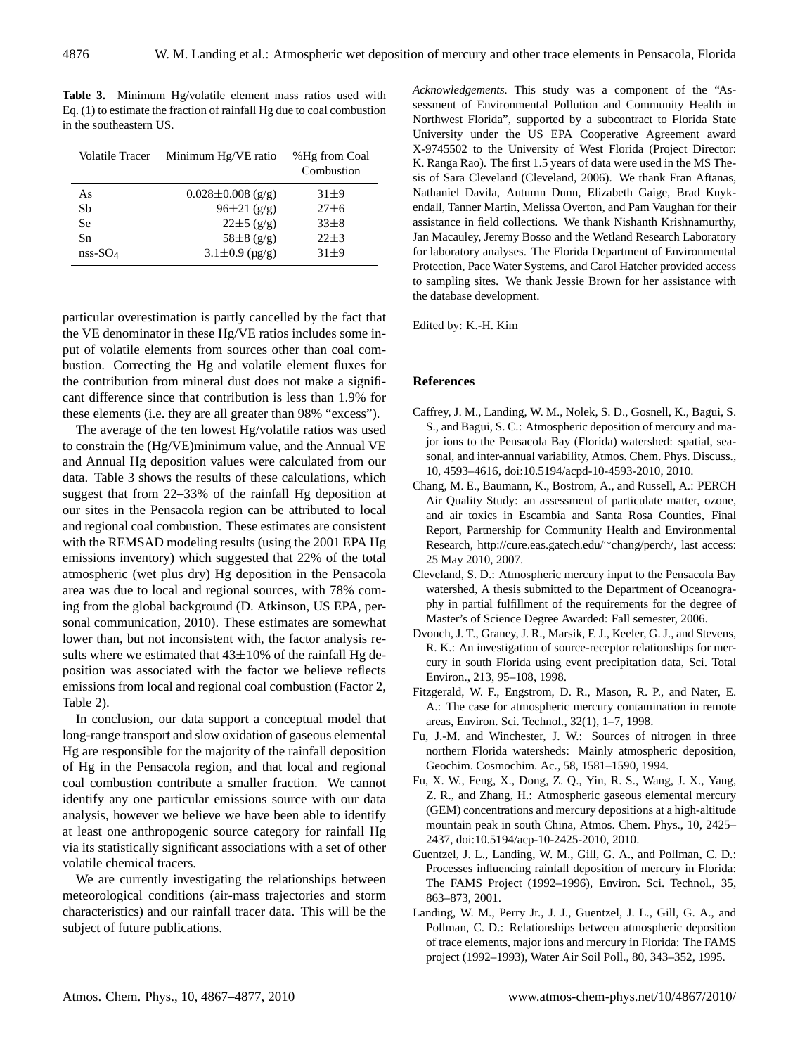**Table 3.** Minimum Hg/volatile element mass ratios used with Eq. (1) to estimate the fraction of rainfall Hg due to coal combustion in the southeastern US.

| Volatile Tracer | Minimum Hg/VE ratio | %Hg from Coal Combustion |
|---|---|---|
| As | $0.028\pm0.008$ (g/g) | $31\pm9$ |
| Sb | $96\pm21$ (g/g) | $27\pm6$ |
| Se | $22\pm5$ (g/g) | $33\pm8$ |
| Sn | $58\pm8$ (g/g) | $22\pm3$ |
| nss-$SO_4$ | $3.1\pm0.9$ (µg/g) | $31\pm9$ |

particular overestimation is partly cancelled by the fact that the VE denominator in these Hg/VE ratios includes some input of volatile elements from sources other than coal combustion. Correcting the Hg and volatile element fluxes for the contribution from mineral dust does not make a significant difference since that contribution is less than 1.9% for these elements (i.e. they are all greater than 98% "excess").

The average of the ten lowest Hg/volatile ratios was used to constrain the (Hg/VE)minimum value, and the Annual VE and Annual Hg deposition values were calculated from our data. Table 3 shows the results of these calculations, which suggest that from 22–33% of the rainfall Hg deposition at our sites in the Pensacola region can be attributed to local and regional coal combustion. These estimates are consistent with the REMSAD modeling results (using the 2001 EPA Hg emissions inventory) which suggested that 22% of the total atmospheric (wet plus dry) Hg deposition in the Pensacola area was due to local and regional sources, with 78% coming from the global background (D. Atkinson, US EPA, personal communication, 2010). These estimates are somewhat lower than, but not inconsistent with, the factor analysis results where we estimated that $43\pm10$% of the rainfall Hg deposition was associated with the factor we believe reflects emissions from local and regional coal combustion (Factor 2, Table 2).

In conclusion, our data support a conceptual model that long-range transport and slow oxidation of gaseous elemental Hg are responsible for the majority of the rainfall deposition of Hg in the Pensacola region, and that local and regional coal combustion contribute a smaller fraction. We cannot identify any one particular emissions source with our data analysis, however we believe we have been able to identify at least one anthropogenic source category for rainfall Hg via its statistically significant associations with a set of other volatile chemical tracers.

We are currently investigating the relationships between meteorological conditions (air-mass trajectories and storm characteristics) and our rainfall tracer data. This will be the subject of future publications.

*Acknowledgements.* This study was a component of the "Assessment of Environmental Pollution and Community Health in Northwest Florida", supported by a subcontract to Florida State University under the US EPA Cooperative Agreement award X-9745502 to the University of West Florida (Project Director: K. Ranga Rao). The first 1.5 years of data were used in the MS Thesis of Sara Cleveland (Cleveland, 2006). We thank Fran Aftanas, Nathaniel Davila, Autumn Dunn, Elizabeth Gaige, Brad Kuykendall, Tanner Martin, Melissa Overton, and Pam Vaughan for their assistance in field collections. We thank Nishanth Krishnamurthy, Jan Macauley, Jeremy Bosso and the Wetland Research Laboratory for laboratory analyses. The Florida Department of Environmental Protection, Pace Water Systems, and Carol Hatcher provided access to sampling sites. We thank Jessie Brown for her assistance with the database development.

Edited by: K.-H. Kim

## References

Caffrey, J. M., Landing, W. M., Nolek, S. D., Gosnell, K., Bagui, S. S., and Bagui, S. C.: Atmospheric deposition of mercury and major ions to the Pensacola Bay (Florida) watershed: spatial, seasonal, and inter-annual variability, Atmos. Chem. Phys. Discuss., 10, 4593–4616, doi:10.5194/acpd-10-4593-2010, 2010.

Chang, M. E., Baumann, K., Bostrom, A., and Russell, A.: PERCH Air Quality Study: an assessment of particulate matter, ozone, and air toxics in Escambia and Santa Rosa Counties, Final Report, Partnership for Community Health and Environmental Research, http://cure.eas.gatech.edu/~chang/perch/, last access: 25 May 2010, 2007.

Cleveland, S. D.: Atmospheric mercury input to the Pensacola Bay watershed, A thesis submitted to the Department of Oceanography in partial fulfillment of the requirements for the degree of Master's of Science Degree Awarded: Fall semester, 2006.

Dvonch, J. T., Graney, J. R., Marsik, F. J., Keeler, G. J., and Stevens, R. K.: An investigation of source-receptor relationships for mercury in south Florida using event precipitation data, Sci. Total Environ., 213, 95–108, 1998.

Fitzgerald, W. F., Engstrom, D. R., Mason, R. P., and Nater, E. A.: The case for atmospheric mercury contamination in remote areas, Environ. Sci. Technol., 32(1), 1–7, 1998.

Fu, J.-M. and Winchester, J. W.: Sources of nitrogen in three northern Florida watersheds: Mainly atmospheric deposition, Geochim. Cosmochim. Ac., 58, 1581–1590, 1994.

Fu, X. W., Feng, X., Dong, Z. Q., Yin, R. S., Wang, J. X., Yang, Z. R., and Zhang, H.: Atmospheric gaseous elemental mercury (GEM) concentrations and mercury depositions at a high-altitude mountain peak in south China, Atmos. Chem. Phys., 10, 2425–2437, doi:10.5194/acp-10-2425-2010, 2010.

Guentzel, J. L., Landing, W. M., Gill, G. A., and Pollman, C. D.: Processes influencing rainfall deposition of mercury in Florida: The FAMS Project (1992–1996), Environ. Sci. Technol., 35, 863–873, 2001.

Landing, W. M., Perry Jr., J. J., Guentzel, J. L., Gill, G. A., and Pollman, C. D.: Relationships between atmospheric deposition of trace elements, major ions and mercury in Florida: The FAMS project (1992–1993), Water Air Soil Poll., 80, 343–352, 1995.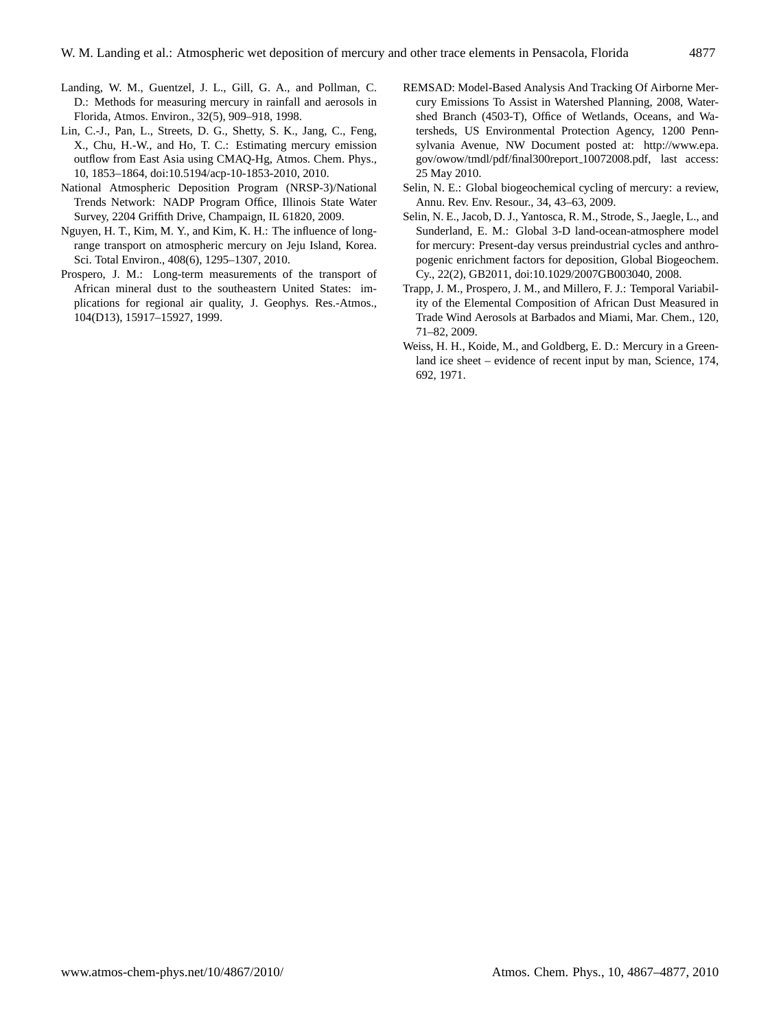Landing, W. M., Guentzel, J. L., Gill, G. A., and Pollman, C. D.: Methods for measuring mercury in rainfall and aerosols in Florida, Atmos. Environ., 32(5), 909–918, 1998.

Lin, C.-J., Pan, L., Streets, D. G., Shetty, S. K., Jang, C., Feng, X., Chu, H.-W., and Ho, T. C.: Estimating mercury emission outflow from East Asia using CMAQ-Hg, Atmos. Chem. Phys., 10, 1853–1864, doi:10.5194/acp-10-1853-2010, 2010.

National Atmospheric Deposition Program (NRSP-3)/National Trends Network: NADP Program Office, Illinois State Water Survey, 2204 Griffith Drive, Champaign, IL 61820, 2009.

Nguyen, H. T., Kim, M. Y., and Kim, K. H.: The influence of long-range transport on atmospheric mercury on Jeju Island, Korea. Sci. Total Environ., 408(6), 1295–1307, 2010.

Prospero, J. M.: Long-term measurements of the transport of African mineral dust to the southeastern United States: implications for regional air quality, J. Geophys. Res.-Atmos., 104(D13), 15917–15927, 1999.

REMSAD: Model-Based Analysis And Tracking Of Airborne Mercury Emissions To Assist in Watershed Planning, 2008, Watershed Branch (4503-T), Office of Wetlands, Oceans, and Watersheds, US Environmental Protection Agency, 1200 Pennsylvania Avenue, NW Document posted at: http://www.epa.gov/owow/tmdl/pdf/final300report_10072008.pdf, last access: 25 May 2010.

Selin, N. E.: Global biogeochemical cycling of mercury: a review, Annu. Rev. Env. Resour., 34, 43–63, 2009.

Selin, N. E., Jacob, D. J., Yantosca, R. M., Strode, S., Jaegle, L., and Sunderland, E. M.: Global 3-D land-ocean-atmosphere model for mercury: Present-day versus preindustrial cycles and anthropogenic enrichment factors for deposition, Global Biogeochem. Cy., 22(2), GB2011, doi:10.1029/2007GB003040, 2008.

Trapp, J. M., Prospero, J. M., and Millero, F. J.: Temporal Variability of the Elemental Composition of African Dust Measured in Trade Wind Aerosols at Barbados and Miami, Mar. Chem., 120, 71–82, 2009.

Weiss, H. H., Koide, M., and Goldberg, E. D.: Mercury in a Greenland ice sheet – evidence of recent input by man, Science, 174, 692, 1971.